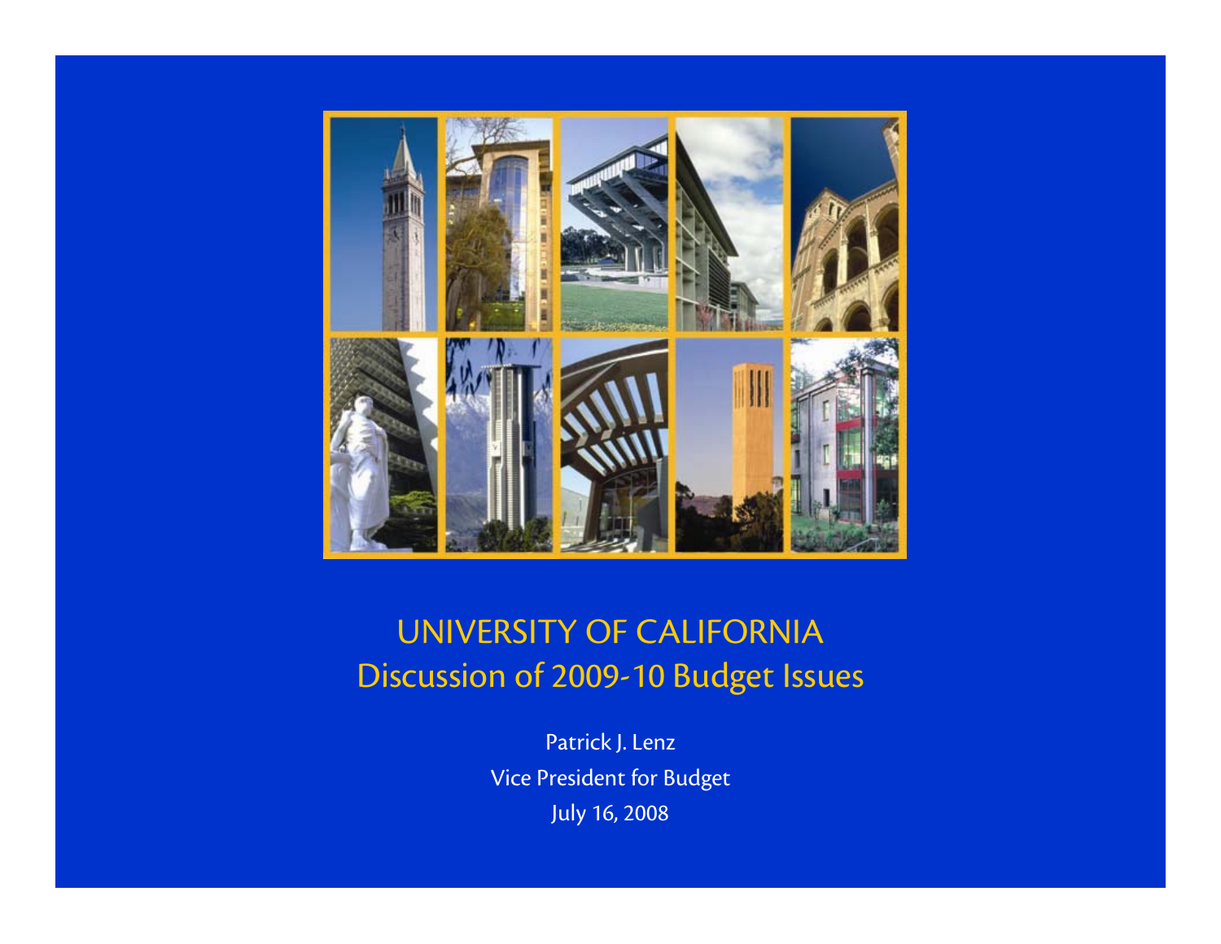# UNIVERSITY OF CALIFORNIA
## Discussion of 2009-10 Budget Issues

Patrick J. Lenz

Vice President for Budget

July 16, 2008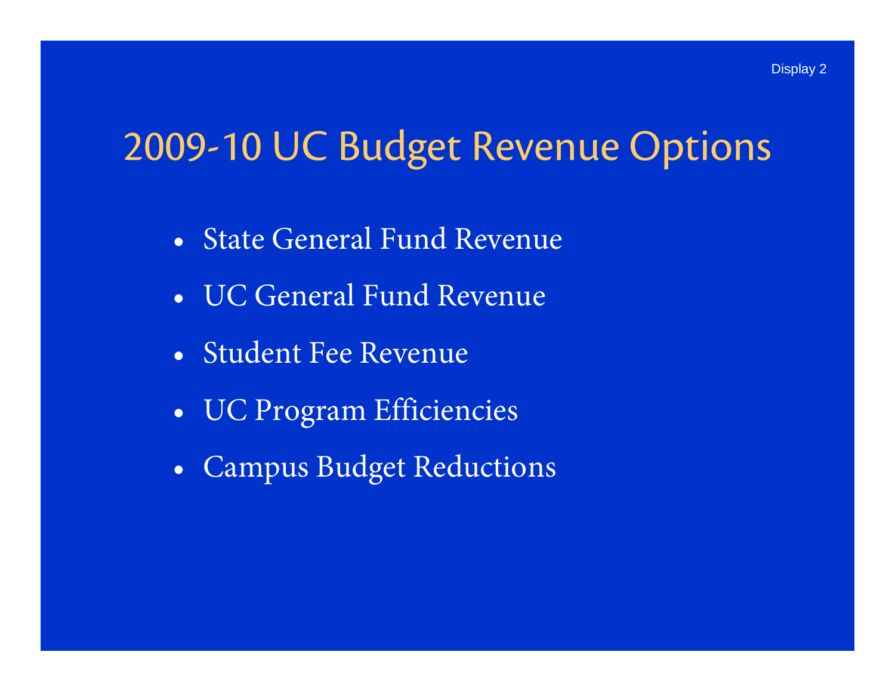Display 2

# 2009-10 UC Budget Revenue Options

- State General Fund Revenue
- UC General Fund Revenue
- Student Fee Revenue
- UC Program Efficiencies
- Campus Budget Reductions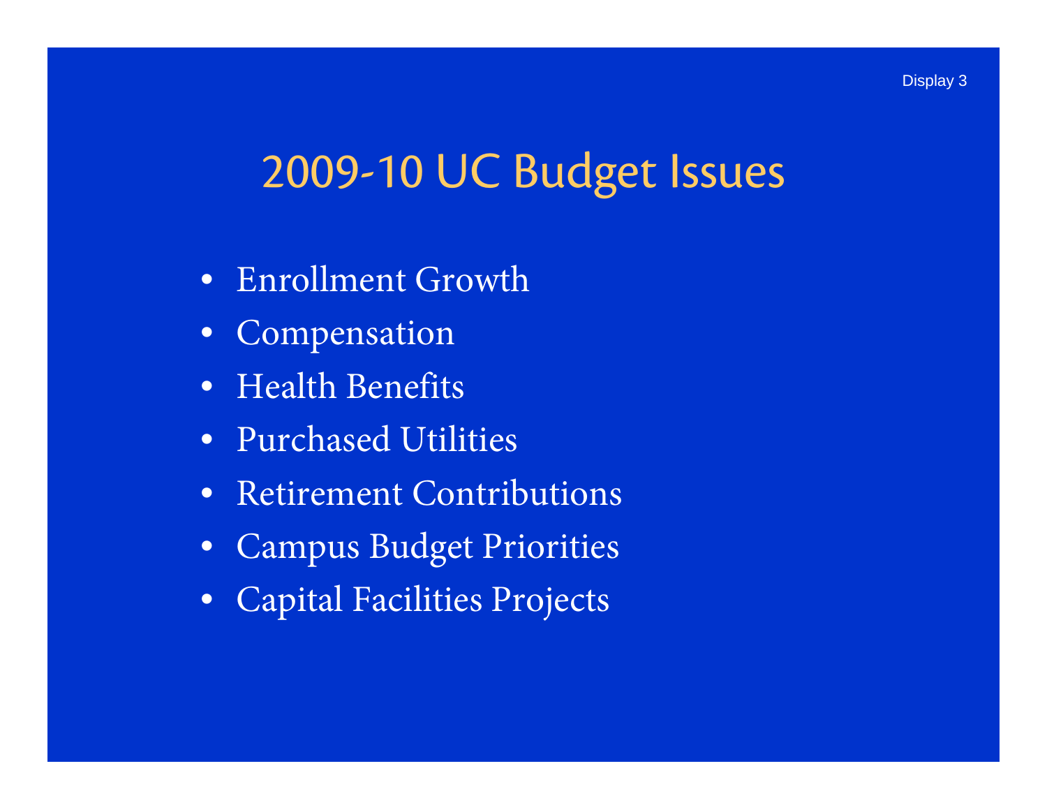Display 3

# 2009-10 UC Budget Issues

- Enrollment Growth
- Compensation
- Health Benefits
- Purchased Utilities
- Retirement Contributions
- Campus Budget Priorities
- Capital Facilities Projects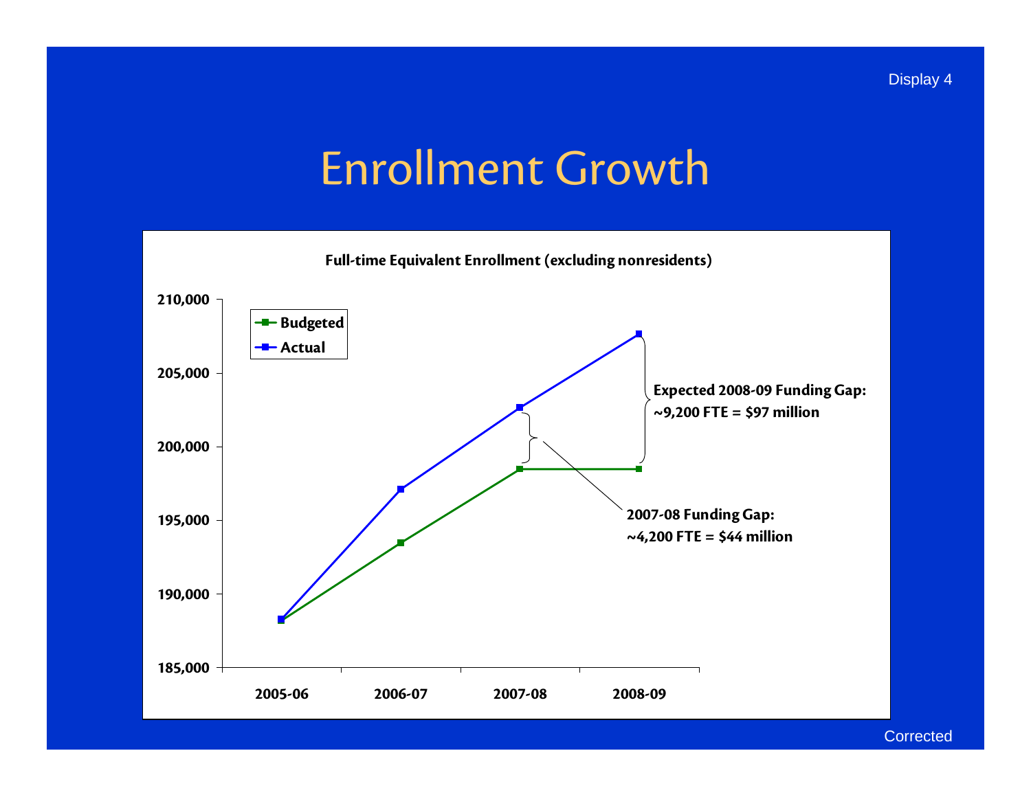# Enrollment Growth

**Full-time Equivalent Enrollment (excluding nonresidents)**

Legend: **Budgeted**, **Actual**

Y-axis: 185,000; 190,000; 195,000; 200,000; 205,000; 210,000

X-axis: 2005-06; 2006-07; 2007-08; 2008-09

**Expected 2008-09 Funding Gap: ~9,200 FTE = $97 million**

**2007-08 Funding Gap: ~4,200 FTE = $44 million**

Corrected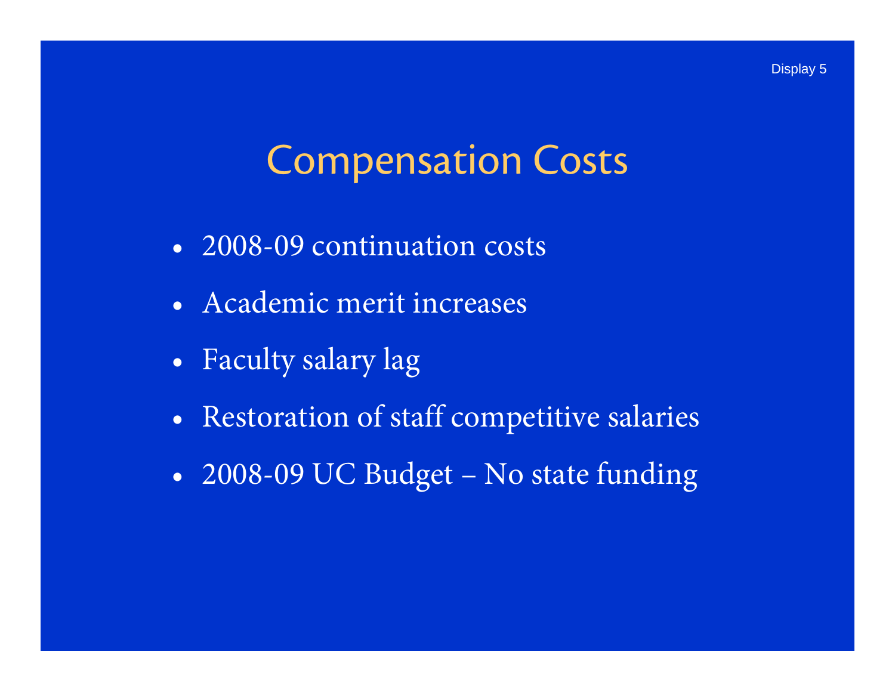Display 5

# Compensation Costs

- 2008-09 continuation costs
- Academic merit increases
- Faculty salary lag
- Restoration of staff competitive salaries
- 2008-09 UC Budget – No state funding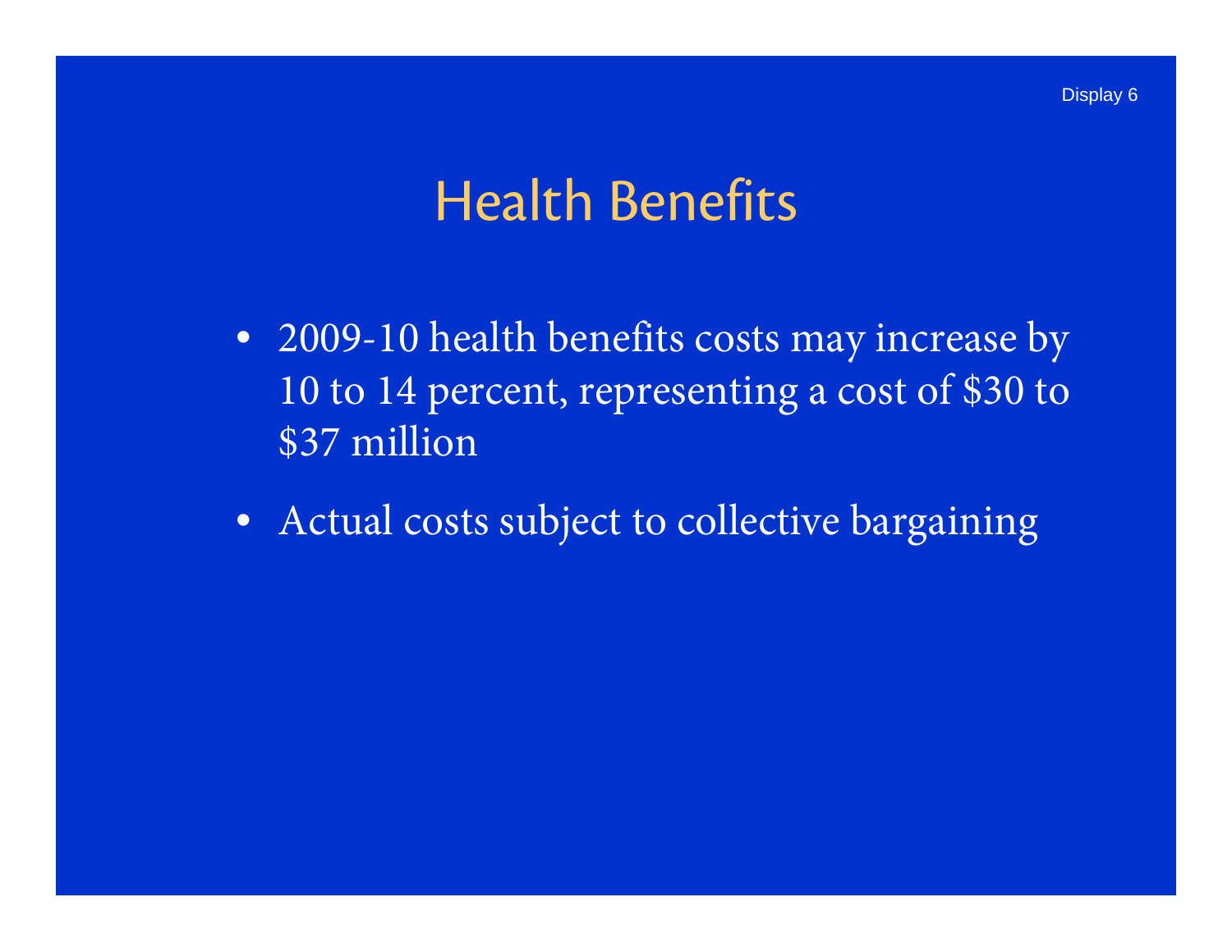Display 6

# Health Benefits

- 2009-10 health benefits costs may increase by 10 to 14 percent, representing a cost of $30 to $37 million
- Actual costs subject to collective bargaining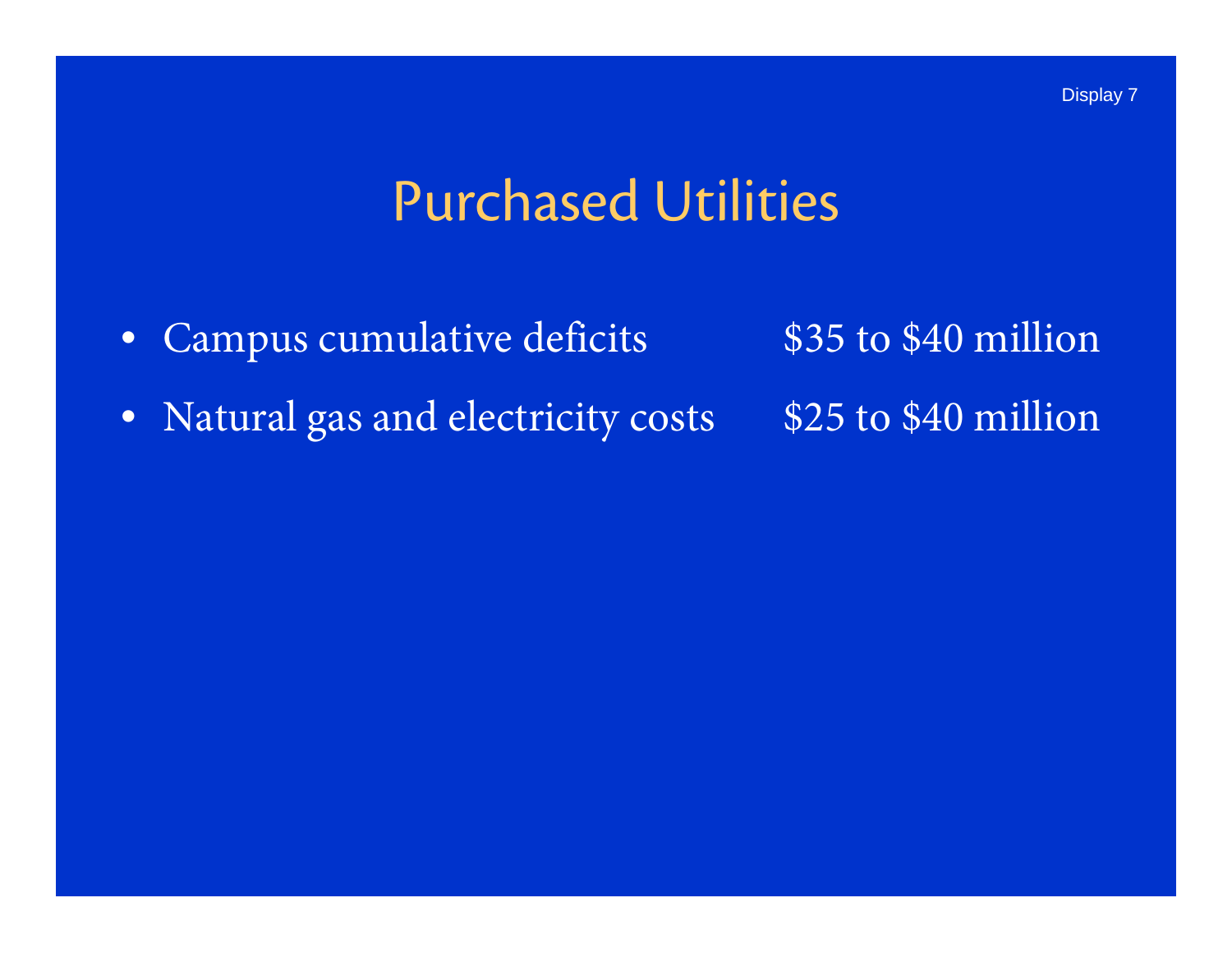# Purchased Utilities

- Campus cumulative deficits $35 to $40 million
- Natural gas and electricity costs $25 to $40 million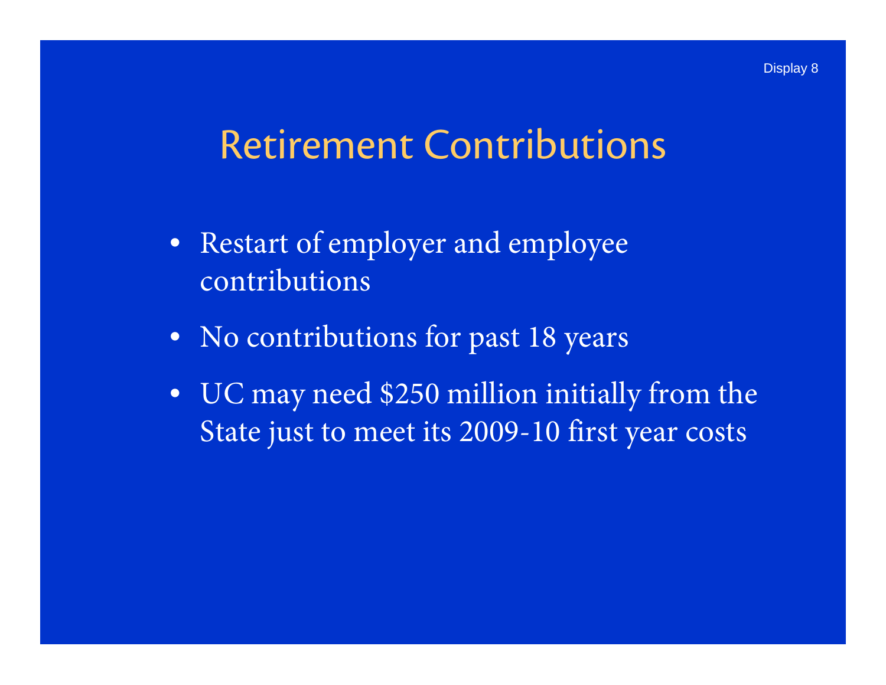Display 8

# Retirement Contributions

- Restart of employer and employee contributions
- No contributions for past 18 years
- UC may need $250 million initially from the State just to meet its 2009-10 first year costs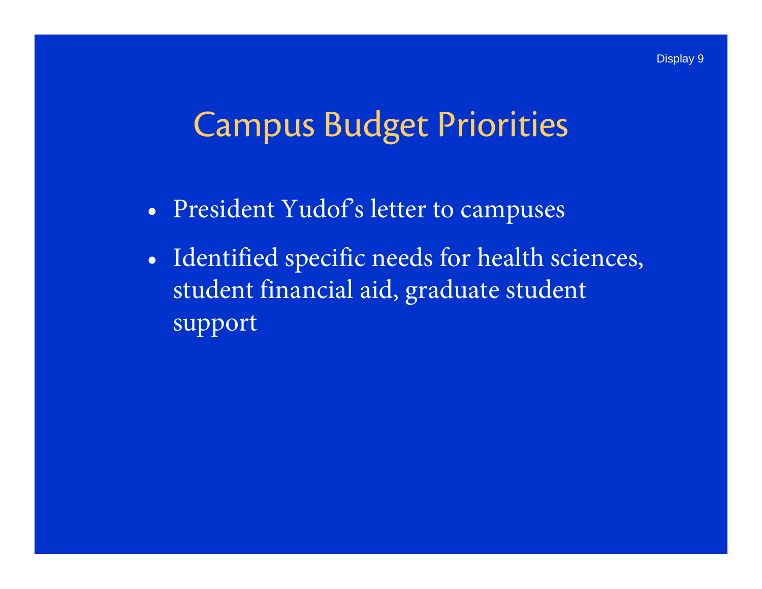Display 9

# Campus Budget Priorities

- President Yudof's letter to campuses
- Identified specific needs for health sciences, student financial aid, graduate student support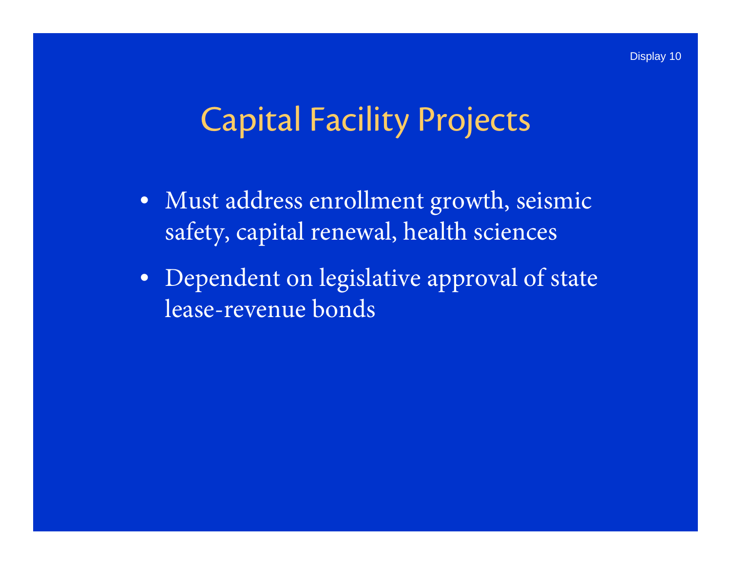Display 10

# Capital Facility Projects

- Must address enrollment growth, seismic safety, capital renewal, health sciences
- Dependent on legislative approval of state lease-revenue bonds